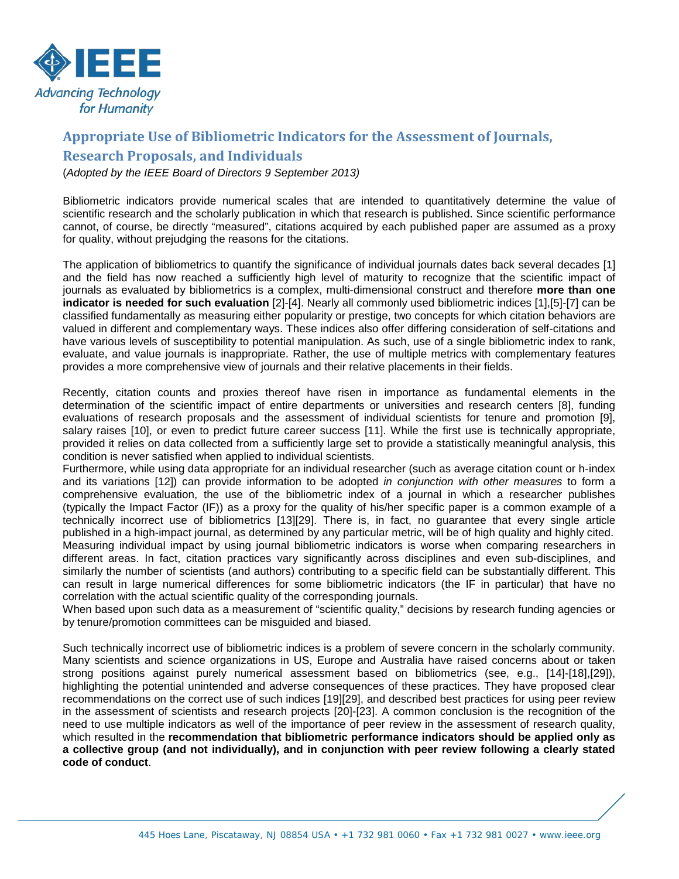# Appropriate Use of Bibliometric Indicators for the Assessment of Journals, Research Proposals, and Individuals

(*Adopted by the IEEE Board of Directors 9 September 2013*)

Bibliometric indicators provide numerical scales that are intended to quantitatively determine the value of scientific research and the scholarly publication in which that research is published. Since scientific performance cannot, of course, be directly "measured", citations acquired by each published paper are assumed as a proxy for quality, without prejudging the reasons for the citations.

The application of bibliometrics to quantify the significance of individual journals dates back several decades [1] and the field has now reached a sufficiently high level of maturity to recognize that the scientific impact of journals as evaluated by bibliometrics is a complex, multi-dimensional construct and therefore **more than one indicator is needed for such evaluation** [2]-[4]. Nearly all commonly used bibliometric indices [1],[5]-[7] can be classified fundamentally as measuring either popularity or prestige, two concepts for which citation behaviors are valued in different and complementary ways. These indices also offer differing consideration of self-citations and have various levels of susceptibility to potential manipulation. As such, use of a single bibliometric index to rank, evaluate, and value journals is inappropriate. Rather, the use of multiple metrics with complementary features provides a more comprehensive view of journals and their relative placements in their fields.

Recently, citation counts and proxies thereof have risen in importance as fundamental elements in the determination of the scientific impact of entire departments or universities and research centers [8], funding evaluations of research proposals and the assessment of individual scientists for tenure and promotion [9], salary raises [10], or even to predict future career success [11]. While the first use is technically appropriate, provided it relies on data collected from a sufficiently large set to provide a statistically meaningful analysis, this condition is never satisfied when applied to individual scientists.

Furthermore, while using data appropriate for an individual researcher (such as average citation count or h-index and its variations [12]) can provide information to be adopted *in conjunction with other measures* to form a comprehensive evaluation, the use of the bibliometric index of a journal in which a researcher publishes (typically the Impact Factor (IF)) as a proxy for the quality of his/her specific paper is a common example of a technically incorrect use of bibliometrics [13][29]. There is, in fact, no guarantee that every single article published in a high-impact journal, as determined by any particular metric, will be of high quality and highly cited. Measuring individual impact by using journal bibliometric indicators is worse when comparing researchers in different areas. In fact, citation practices vary significantly across disciplines and even sub-disciplines, and similarly the number of scientists (and authors) contributing to a specific field can be substantially different. This can result in large numerical differences for some bibliometric indicators (the IF in particular) that have no correlation with the actual scientific quality of the corresponding journals.

When based upon such data as a measurement of "scientific quality," decisions by research funding agencies or by tenure/promotion committees can be misguided and biased.

Such technically incorrect use of bibliometric indices is a problem of severe concern in the scholarly community. Many scientists and science organizations in US, Europe and Australia have raised concerns about or taken strong positions against purely numerical assessment based on bibliometrics (see, e.g., [14]-[18],[29]), highlighting the potential unintended and adverse consequences of these practices. They have proposed clear recommendations on the correct use of such indices [19][29], and described best practices for using peer review in the assessment of scientists and research projects [20]-[23]. A common conclusion is the recognition of the need to use multiple indicators as well of the importance of peer review in the assessment of research quality, which resulted in the **recommendation that bibliometric performance indicators should be applied only as a collective group (and not individually), and in conjunction with peer review following a clearly stated code of conduct**.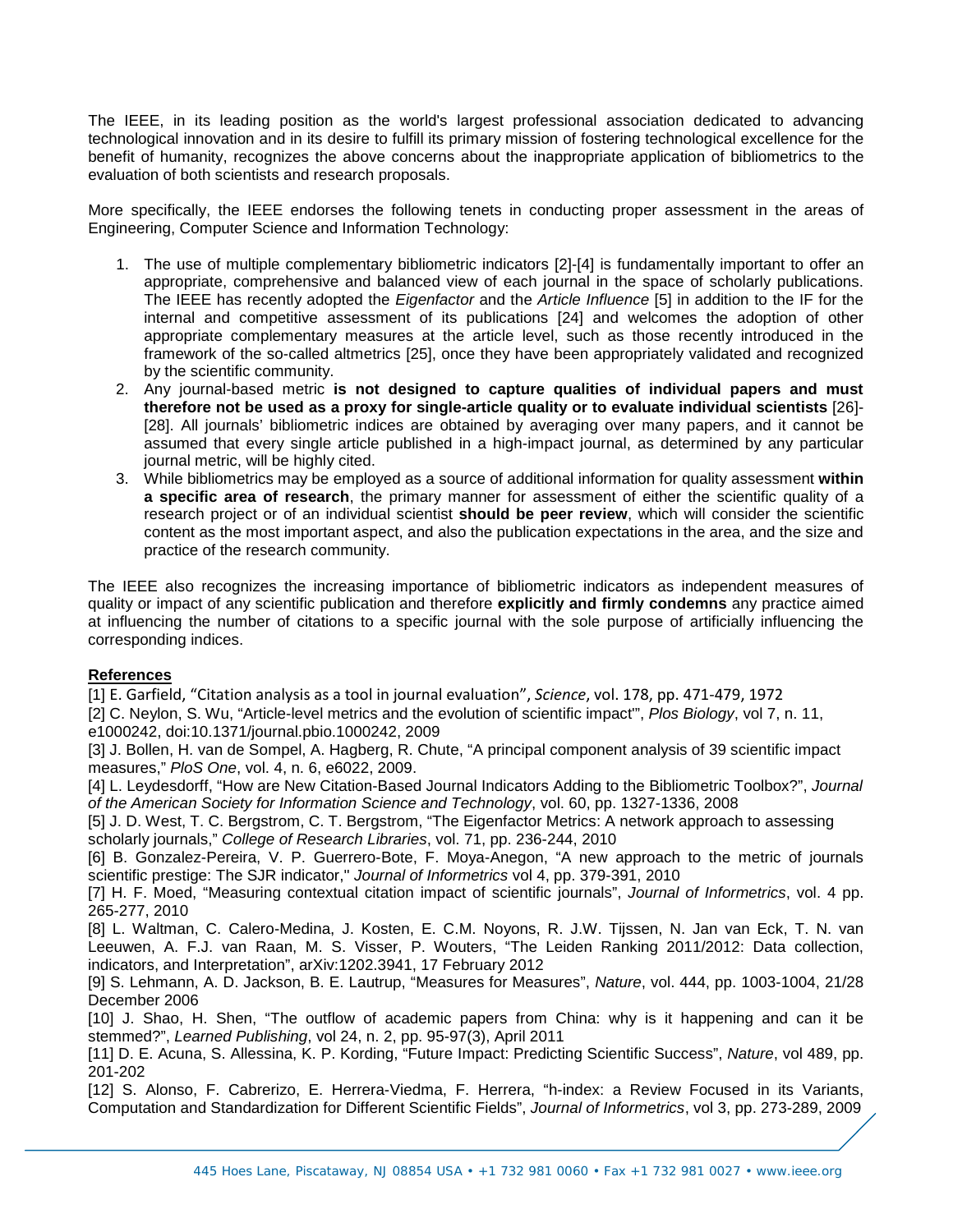The IEEE, in its leading position as the world's largest professional association dedicated to advancing technological innovation and in its desire to fulfill its primary mission of fostering technological excellence for the benefit of humanity, recognizes the above concerns about the inappropriate application of bibliometrics to the evaluation of both scientists and research proposals.

More specifically, the IEEE endorses the following tenets in conducting proper assessment in the areas of Engineering, Computer Science and Information Technology:

1. The use of multiple complementary bibliometric indicators [2]-[4] is fundamentally important to offer an appropriate, comprehensive and balanced view of each journal in the space of scholarly publications. The IEEE has recently adopted the *Eigenfactor* and the *Article Influence* [5] in addition to the IF for the internal and competitive assessment of its publications [24] and welcomes the adoption of other appropriate complementary measures at the article level, such as those recently introduced in the framework of the so-called altmetrics [25], once they have been appropriately validated and recognized by the scientific community.
2. Any journal-based metric **is not designed to capture qualities of individual papers and must therefore not be used as a proxy for single-article quality or to evaluate individual scientists** [26]-[28]. All journals' bibliometric indices are obtained by averaging over many papers, and it cannot be assumed that every single article published in a high-impact journal, as determined by any particular journal metric, will be highly cited.
3. While bibliometrics may be employed as a source of additional information for quality assessment **within a specific area of research**, the primary manner for assessment of either the scientific quality of a research project or of an individual scientist **should be peer review**, which will consider the scientific content as the most important aspect, and also the publication expectations in the area, and the size and practice of the research community.

The IEEE also recognizes the increasing importance of bibliometric indicators as independent measures of quality or impact of any scientific publication and therefore **explicitly and firmly condemns** any practice aimed at influencing the number of citations to a specific journal with the sole purpose of artificially influencing the corresponding indices.

## References

[1] E. Garfield, "Citation analysis as a tool in journal evaluation", *Science*, vol. 178, pp. 471-479, 1972

[2] C. Neylon, S. Wu, "Article-level metrics and the evolution of scientific impact'", *Plos Biology*, vol 7, n. 11, e1000242, doi:10.1371/journal.pbio.1000242, 2009

[3] J. Bollen, H. van de Sompel, A. Hagberg, R. Chute, "A principal component analysis of 39 scientific impact measures," *PloS One*, vol. 4, n. 6, e6022, 2009.

[4] L. Leydesdorff, "How are New Citation-Based Journal Indicators Adding to the Bibliometric Toolbox?", *Journal of the American Society for Information Science and Technology*, vol. 60, pp. 1327-1336, 2008

[5] J. D. West, T. C. Bergstrom, C. T. Bergstrom, "The Eigenfactor Metrics: A network approach to assessing scholarly journals," *College of Research Libraries*, vol. 71, pp. 236-244, 2010

[6] B. Gonzalez-Pereira, V. P. Guerrero-Bote, F. Moya-Anegon, "A new approach to the metric of journals scientific prestige: The SJR indicator," *Journal of Informetrics* vol 4, pp. 379-391, 2010

[7] H. F. Moed, "Measuring contextual citation impact of scientific journals", *Journal of Informetrics*, vol. 4 pp. 265-277, 2010

[8] L. Waltman, C. Calero-Medina, J. Kosten, E. C.M. Noyons, R. J.W. Tijssen, N. Jan van Eck, T. N. van Leeuwen, A. F.J. van Raan, M. S. Visser, P. Wouters, "The Leiden Ranking 2011/2012: Data collection, indicators, and Interpretation", arXiv:1202.3941, 17 February 2012

[9] S. Lehmann, A. D. Jackson, B. E. Lautrup, "Measures for Measures", *Nature*, vol. 444, pp. 1003-1004, 21/28 December 2006

[10] J. Shao, H. Shen, "The outflow of academic papers from China: why is it happening and can it be stemmed?", *Learned Publishing*, vol 24, n. 2, pp. 95-97(3), April 2011

[11] D. E. Acuna, S. Allessina, K. P. Kording, "Future Impact: Predicting Scientific Success", *Nature*, vol 489, pp. 201-202

[12] S. Alonso, F. Cabrerizo, E. Herrera-Viedma, F. Herrera, "h-index: a Review Focused in its Variants, Computation and Standardization for Different Scientific Fields", *Journal of Informetrics*, vol 3, pp. 273-289, 2009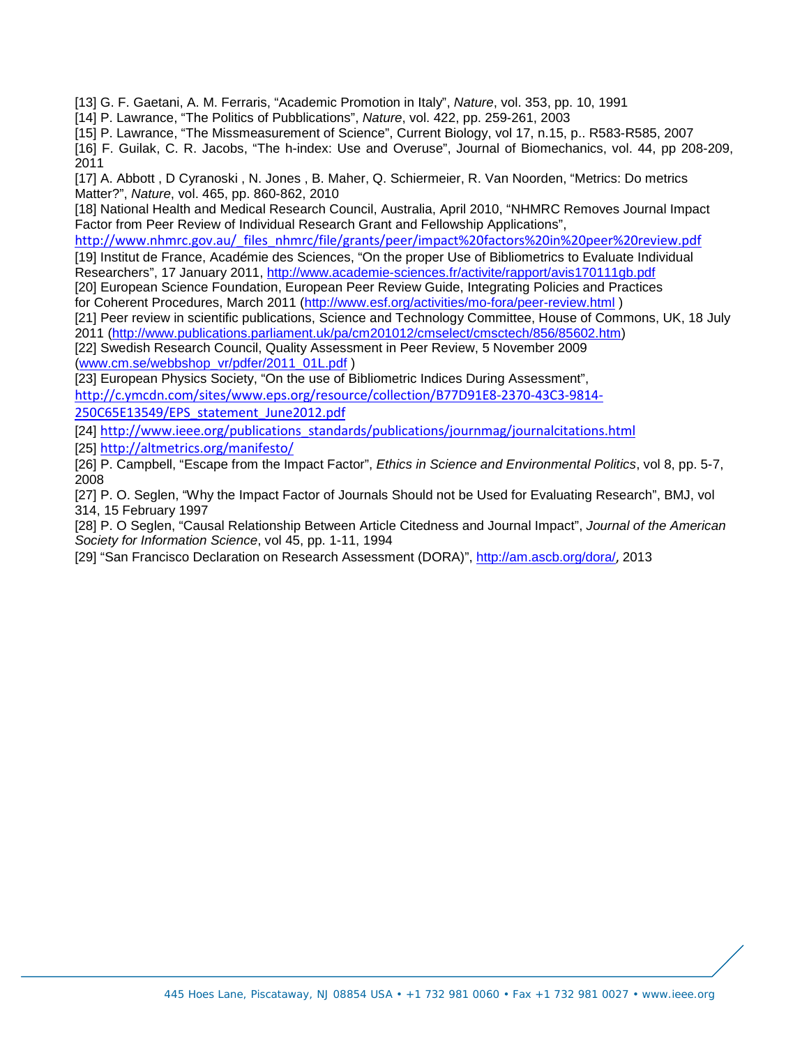[13] G. F. Gaetani, A. M. Ferraris, "Academic Promotion in Italy", *Nature*, vol. 353, pp. 10, 1991

[14] P. Lawrance, "The Politics of Pubblications", *Nature*, vol. 422, pp. 259-261, 2003

[15] P. Lawrance, "The Missmeasurement of Science", Current Biology, vol 17, n.15, p.. R583-R585, 2007

[16] F. Guilak, C. R. Jacobs, "The h-index: Use and Overuse", Journal of Biomechanics, vol. 44, pp 208-209, 2011

[17] A. Abbott , D Cyranoski , N. Jones , B. Maher, Q. Schiermeier, R. Van Noorden, "Metrics: Do metrics Matter?", *Nature*, vol. 465, pp. 860-862, 2010

[18] National Health and Medical Research Council, Australia, April 2010, "NHMRC Removes Journal Impact Factor from Peer Review of Individual Research Grant and Fellowship Applications", http://www.nhmrc.gov.au/_files_nhmrc/file/grants/peer/impact%20factors%20in%20peer%20review.pdf

[19] Institut de France, Académie des Sciences, "On the proper Use of Bibliometrics to Evaluate Individual Researchers", 17 January 2011, http://www.academie-sciences.fr/activite/rapport/avis170111gb.pdf

[20] European Science Foundation, European Peer Review Guide, Integrating Policies and Practices for Coherent Procedures, March 2011 (http://www.esf.org/activities/mo-fora/peer-review.html )

[21] Peer review in scientific publications, Science and Technology Committee, House of Commons, UK, 18 July 2011 (http://www.publications.parliament.uk/pa/cm201012/cmselect/cmsctech/856/85602.htm)

[22] Swedish Research Council, Quality Assessment in Peer Review, 5 November 2009 (www.cm.se/webbshop_vr/pdfer/2011_01L.pdf )

[23] European Physics Society, "On the use of Bibliometric Indices During Assessment", http://c.ymcdn.com/sites/www.eps.org/resource/collection/B77D91E8-2370-43C3-9814-250C65E13549/EPS_statement_June2012.pdf

[24] http://www.ieee.org/publications_standards/publications/journmag/journalcitations.html

[25] http://altmetrics.org/manifesto/

[26] P. Campbell, "Escape from the Impact Factor", *Ethics in Science and Environmental Politics*, vol 8, pp. 5-7, 2008

[27] P. O. Seglen, "Why the Impact Factor of Journals Should not be Used for Evaluating Research", BMJ, vol 314, 15 February 1997

[28] P. O Seglen, "Causal Relationship Between Article Citedness and Journal Impact", *Journal of the American Society for Information Science*, vol 45, pp. 1-11, 1994

[29] "San Francisco Declaration on Research Assessment (DORA)", http://am.ascb.org/dora/, 2013